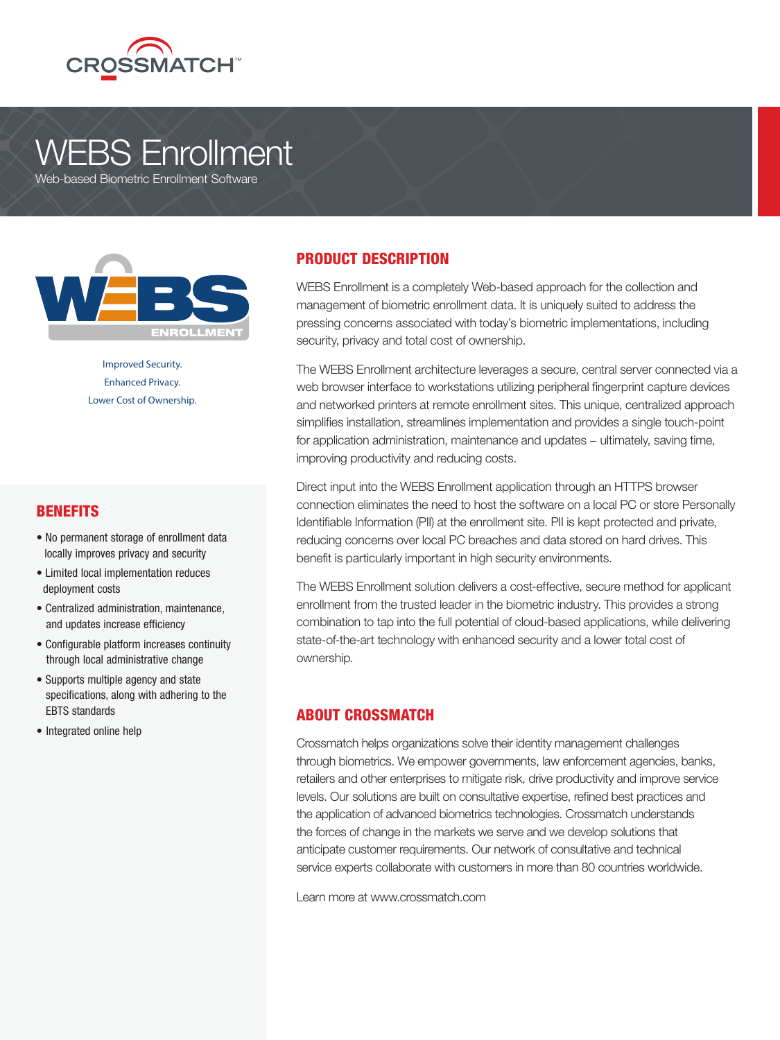CROSSMATCH™

# WEBS Enrollment

Web-based Biometric Enrollment Software

WEBS ENROLLMENT

Improved Security.
Enhanced Privacy.
Lower Cost of Ownership.

## BENEFITS

- No permanent storage of enrollment data locally improves privacy and security
- Limited local implementation reduces deployment costs
- Centralized administration, maintenance, and updates increase efficiency
- Configurable platform increases continuity through local administrative change
- Supports multiple agency and state specifications, along with adhering to the EBTS standards
- Integrated online help

## PRODUCT DESCRIPTION

WEBS Enrollment is a completely Web-based approach for the collection and management of biometric enrollment data. It is uniquely suited to address the pressing concerns associated with today's biometric implementations, including security, privacy and total cost of ownership.

The WEBS Enrollment architecture leverages a secure, central server connected via a web browser interface to workstations utilizing peripheral fingerprint capture devices and networked printers at remote enrollment sites. This unique, centralized approach simplifies installation, streamlines implementation and provides a single touch-point for application administration, maintenance and updates – ultimately, saving time, improving productivity and reducing costs.

Direct input into the WEBS Enrollment application through an HTTPS browser connection eliminates the need to host the software on a local PC or store Personally Identifiable Information (PII) at the enrollment site. PII is kept protected and private, reducing concerns over local PC breaches and data stored on hard drives. This benefit is particularly important in high security environments.

The WEBS Enrollment solution delivers a cost-effective, secure method for applicant enrollment from the trusted leader in the biometric industry. This provides a strong combination to tap into the full potential of cloud-based applications, while delivering state-of-the-art technology with enhanced security and a lower total cost of ownership.

## ABOUT CROSSMATCH

Crossmatch helps organizations solve their identity management challenges through biometrics. We empower governments, law enforcement agencies, banks, retailers and other enterprises to mitigate risk, drive productivity and improve service levels. Our solutions are built on consultative expertise, refined best practices and the application of advanced biometrics technologies. Crossmatch understands the forces of change in the markets we serve and we develop solutions that anticipate customer requirements. Our network of consultative and technical service experts collaborate with customers in more than 80 countries worldwide.

Learn more at www.crossmatch.com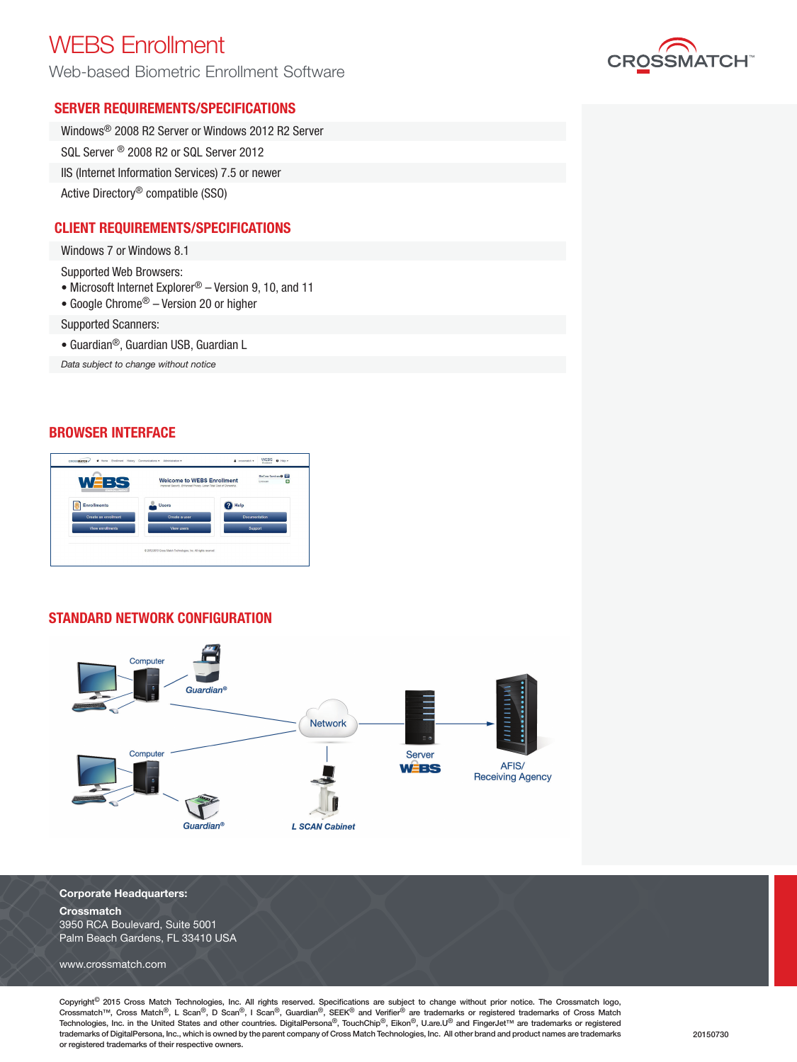# WEBS Enrollment

Web-based Biometric Enrollment Software

## SERVER REQUIREMENTS/SPECIFICATIONS

Windows® 2008 R2 Server or Windows 2012 R2 Server

SQL Server ® 2008 R2 or SQL Server 2012

IIS (Internet Information Services) 7.5 or newer

Active Directory® compatible (SSO)

## CLIENT REQUIREMENTS/SPECIFICATIONS

Windows 7 or Windows 8.1

Supported Web Browsers:
- Microsoft Internet Explorer® – Version 9, 10, and 11
- Google Chrome® – Version 20 or higher

Supported Scanners:
- Guardian®, Guardian USB, Guardian L

*Data subject to change without notice*

## BROWSER INTERFACE

## STANDARD NETWORK CONFIGURATION

Computer
Guardian®
Computer
Guardian®
Network
L SCAN Cabinet
Server
WEBS
AFIS/
Receiving Agency

**Corporate Headquarters:**

**Crossmatch**
3950 RCA Boulevard, Suite 5001
Palm Beach Gardens, FL 33410 USA

www.crossmatch.com

Copyright© 2015 Cross Match Technologies, Inc. All rights reserved. Specifications are subject to change without prior notice. The Crossmatch logo, Crossmatch™, Cross Match®, L Scan®, D Scan®, I Scan®, Guardian®, SEEK® and Verifier® are trademarks or registered trademarks of Cross Match Technologies, Inc. in the United States and other countries. DigitalPersona®, TouchChip®, Eikon®, U.are.U® and FingerJet™ are trademarks or registered trademarks of DigitalPersona, Inc., which is owned by the parent company of Cross Match Technologies, Inc. All other brand and product names are trademarks or registered trademarks of their respective owners.

20150730